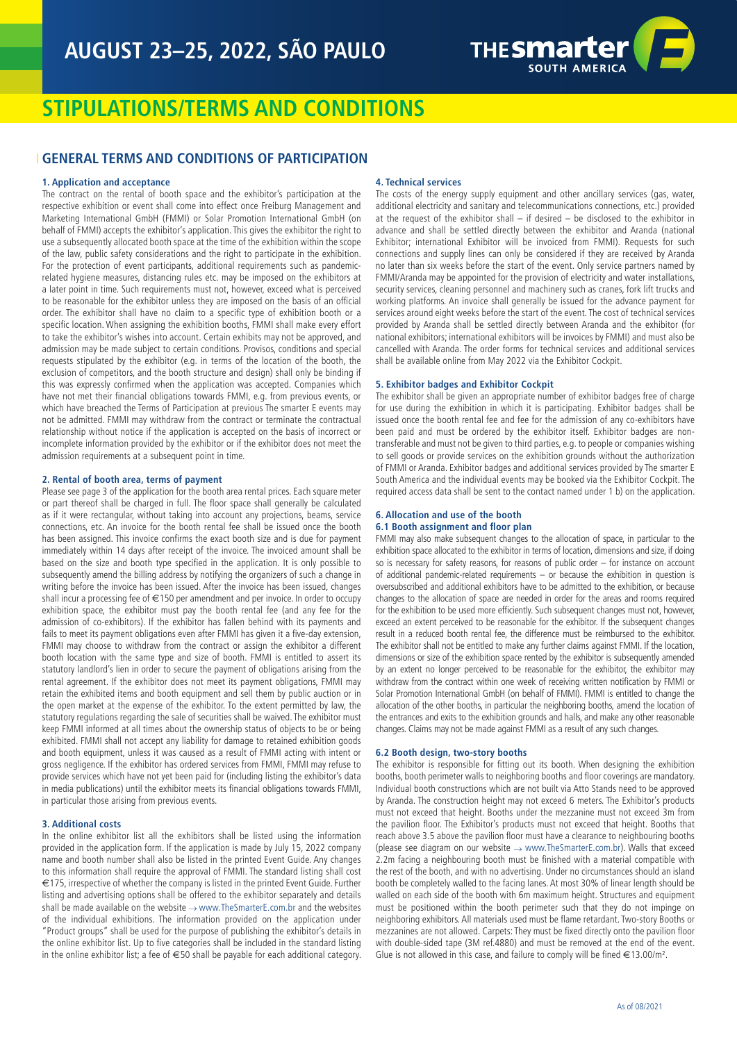# AUGUST 23–25, 2022, SÃO PAULO

THE smarter E SOUTH AMERICA

# STIPULATIONS/TERMS AND CONDITIONS

## GENERAL TERMS AND CONDITIONS OF PARTICIPATION

### 1. Application and acceptance

The contract on the rental of booth space and the exhibitor's participation at the respective exhibition or event shall come into effect once Freiburg Management and Marketing International GmbH (FMMI) or Solar Promotion International GmbH (on behalf of FMMI) accepts the exhibitor's application. This gives the exhibitor the right to use a subsequently allocated booth space at the time of the exhibition within the scope of the law, public safety considerations and the right to participate in the exhibition. For the protection of event participants, additional requirements such as pandemic-related hygiene measures, distancing rules etc. may be imposed on the exhibitors at a later point in time. Such requirements must not, however, exceed what is perceived to be reasonable for the exhibitor unless they are imposed on the basis of an official order. The exhibitor shall have no claim to a specific type of exhibition booth or a specific location. When assigning the exhibition booths, FMMI shall make every effort to take the exhibitor's wishes into account. Certain exhibits may not be approved, and admission may be made subject to certain conditions. Provisos, conditions and special requests stipulated by the exhibitor (e.g. in terms of the location of the booth, the exclusion of competitors, and the booth structure and design) shall only be binding if this was expressly confirmed when the application was accepted. Companies which have not met their financial obligations towards FMMI, e.g. from previous events, or which have breached the Terms of Participation at previous The smarter E events may not be admitted. FMMI may withdraw from the contract or terminate the contractual relationship without notice if the application is accepted on the basis of incorrect or incomplete information provided by the exhibitor or if the exhibitor does not meet the admission requirements at a subsequent point in time.

### 2. Rental of booth area, terms of payment

Please see page 3 of the application for the booth area rental prices. Each square meter or part thereof shall be charged in full. The floor space shall generally be calculated as if it were rectangular, without taking into account any projections, beams, service connections, etc. An invoice for the booth rental fee shall be issued once the booth has been assigned. This invoice confirms the exact booth size and is due for payment immediately within 14 days after receipt of the invoice. The invoiced amount shall be based on the size and booth type specified in the application. It is only possible to subsequently amend the billing address by notifying the organizers of such a change in writing before the invoice has been issued. After the invoice has been issued, changes shall incur a processing fee of €150 per amendment and per invoice. In order to occupy exhibition space, the exhibitor must pay the booth rental fee (and any fee for the admission of co-exhibitors). If the exhibitor has fallen behind with its payments and fails to meet its payment obligations even after FMMI has given it a five-day extension, FMMI may choose to withdraw from the contract or assign the exhibitor a different booth location with the same type and size of booth. FMMI is entitled to assert its statutory landlord's lien in order to secure the payment of obligations arising from the rental agreement. If the exhibitor does not meet its payment obligations, FMMI may retain the exhibited items and booth equipment and sell them by public auction or in the open market at the expense of the exhibitor. To the extent permitted by law, the statutory regulations regarding the sale of securities shall be waived. The exhibitor must keep FMMI informed at all times about the ownership status of objects to be or being exhibited. FMMI shall not accept any liability for damage to retained exhibition goods and booth equipment, unless it was caused as a result of FMMI acting with intent or gross negligence. If the exhibitor has ordered services from FMMI, FMMI may refuse to provide services which have not yet been paid for (including listing the exhibitor's data in media publications) until the exhibitor meets its financial obligations towards FMMI, in particular those arising from previous events.

### 3. Additional costs

In the online exhibitor list all the exhibitors shall be listed using the information provided in the application form. If the application is made by July 15, 2022 company name and booth number shall also be listed in the printed Event Guide. Any changes to this information shall require the approval of FMMI. The standard listing shall cost €175, irrespective of whether the company is listed in the printed Event Guide. Further listing and advertising options shall be offered to the exhibitor separately and details shall be made available on the website → www.TheSmarterE.com.br and the websites of the individual exhibitions. The information provided on the application under "Product groups" shall be used for the purpose of publishing the exhibitor's details in the online exhibitor list. Up to five categories shall be included in the standard listing in the online exhibitor list; a fee of €50 shall be payable for each additional category.

### 4. Technical services

The costs of the energy supply equipment and other ancillary services (gas, water, additional electricity and sanitary and telecommunications connections, etc.) provided at the request of the exhibitor shall – if desired – be disclosed to the exhibitor in advance and shall be settled directly between the exhibitor and Aranda (national Exhibitor; international Exhibitor will be invoiced from FMMI). Requests for such connections and supply lines can only be considered if they are received by Aranda no later than six weeks before the start of the event. Only service partners named by FMMI/Aranda may be appointed for the provision of electricity and water installations, security services, cleaning personnel and machinery such as cranes, fork lift trucks and working platforms. An invoice shall generally be issued for the advance payment for services around eight weeks before the start of the event. The cost of technical services provided by Aranda shall be settled directly between Aranda and the exhibitor (for national exhibitors; international exhibitors will be invoices by FMMI) and must also be cancelled with Aranda. The order forms for technical services and additional services shall be available online from May 2022 via the Exhibitor Cockpit.

### 5. Exhibitor badges and Exhibitor Cockpit

The exhibitor shall be given an appropriate number of exhibitor badges free of charge for use during the exhibition in which it is participating. Exhibitor badges shall be issued once the booth rental fee and fee for the admission of any co-exhibitors have been paid and must be ordered by the exhibitor itself. Exhibitor badges are non-transferable and must not be given to third parties, e.g. to people or companies wishing to sell goods or provide services on the exhibition grounds without the authorization of FMMI or Aranda. Exhibitor badges and additional services provided by The smarter E South America and the individual events may be booked via the Exhibitor Cockpit. The required access data shall be sent to the contact named under 1 b) on the application.

### 6. Allocation and use of the booth

#### 6.1 Booth assignment and floor plan

FMMI may also make subsequent changes to the allocation of space, in particular to the exhibition space allocated to the exhibitor in terms of location, dimensions and size, if doing so is necessary for safety reasons, for reasons of public order – for instance on account of additional pandemic-related requirements – or because the exhibition in question is oversubscribed and additional exhibitors have to be admitted to the exhibition, or because changes to the allocation of space are needed in order for the areas and rooms required for the exhibition to be used more efficiently. Such subsequent changes must not, however, exceed an extent perceived to be reasonable for the exhibitor. If the subsequent changes result in a reduced booth rental fee, the difference must be reimbursed to the exhibitor. The exhibitor shall not be entitled to make any further claims against FMMI. If the location, dimensions or size of the exhibition space rented by the exhibitor is subsequently amended by an extent no longer perceived to be reasonable for the exhibitor, the exhibitor may withdraw from the contract within one week of receiving written notification by FMMI or Solar Promotion International GmbH (on behalf of FMMI). FMMI is entitled to change the allocation of the other booths, in particular the neighboring booths, amend the location of the entrances and exits to the exhibition grounds and halls, and make any other reasonable changes. Claims may not be made against FMMI as a result of any such changes.

#### 6.2 Booth design, two-story booths

The exhibitor is responsible for fitting out its booth. When designing the exhibition booths, booth perimeter walls to neighboring booths and floor coverings are mandatory. Individual booth constructions which are not built via Atto Stands need to be approved by Aranda. The construction height may not exceed 6 meters. The Exhibitor's products must not exceed that height. Booths under the mezzanine must not exceed 3m from the pavilion floor. The Exhibitor's products must not exceed that height. Booths that reach above 3.5 above the pavilion floor must have a clearance to neighbouring booths (please see diagram on our website → www.TheSmarterE.com.br). Walls that exceed 2.2m facing a neighbouring booth must be finished with a material compatible with the rest of the booth, and with no advertising. Under no circumstances should an island booth be completely walled to the facing lanes. At most 30% of linear length should be walled on each side of the booth with 6m maximum height. Structures and equipment must be positioned within the booth perimeter such that they do not impinge on neighboring exhibitors. All materials used must be flame retardant. Two-story Booths or mezzanines are not allowed. Carpets: They must be fixed directly onto the pavilion floor with double-sided tape (3M ref.4880) and must be removed at the end of the event. Glue is not allowed in this case, and failure to comply will be fined €13.00/m².

As of 08/2021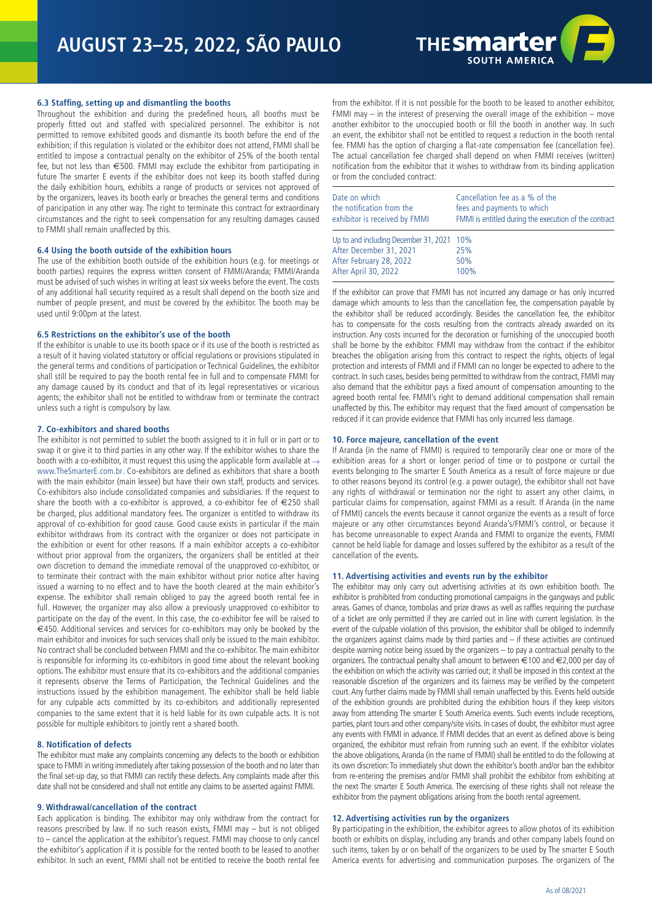### 6.3 Staffing, setting up and dismantling the booths

Throughout the exhibition and during the predefined hours, all booths must be properly fitted out and staffed with specialized personnel. The exhibitor is not permitted to remove exhibited goods and dismantle its booth before the end of the exhibition; if this regulation is violated or the exhibitor does not attend, FMMI shall be entitled to impose a contractual penalty on the exhibitor of 25% of the booth rental fee, but not less than €500. FMMI may exclude the exhibitor from participating in future The smarter E events if the exhibitor does not keep its booth staffed during the daily exhibition hours, exhibits a range of products or services not approved of by the organizers, leaves its booth early or breaches the general terms and conditions of paricipation in any other way. The right to terminate this contract for extraordinary circumstances and the right to seek compensation for any resulting damages caused to FMMI shall remain unaffected by this.

### 6.4 Using the booth outside of the exhibition hours

The use of the exhibition booth outside of the exhibition hours (e.g. for meetings or booth parties) requires the express written consent of FMMI/Aranda; FMMI/Aranda must be advised of such wishes in writing at least six weeks before the event. The costs of any additional hall security required as a result shall depend on the booth size and number of people present, and must be covered by the exhibitor. The booth may be used until 9:00pm at the latest.

### 6.5 Restrictions on the exhibitor's use of the booth

If the exhibitor is unable to use its booth space or if its use of the booth is restricted as a result of it having violated statutory or official regulations or provisions stipulated in the general terms and conditions of participation or Technical Guidelines, the exhibitor shall still be required to pay the booth rental fee in full and to compensate FMMI for any damage caused by its conduct and that of its legal representatives or vicarious agents; the exhibitor shall not be entitled to withdraw from or terminate the contract unless such a right is compulsory by law.

## 7. Co-exhibitors and shared booths

The exhibitor is not permitted to sublet the booth assigned to it in full or in part or to swap it or give it to third parties in any other way. If the exhibitor wishes to share the booth with a co-exhibitor, it must request this using the applicable form available at → www.TheSmarterE.com.br. Co-exhibitors are defined as exhibitors that share a booth with the main exhibitor (main lessee) but have their own staff, products and services. Co-exhibitors also include consolidated companies and subsidiaries. If the request to share the booth with a co-exhibitor is approved, a co-exhibitor fee of €250 shall be charged, plus additional mandatory fees. The organizer is entitled to withdraw its approval of co-exhibition for good cause. Good cause exists in particular if the main exhibitor withdraws from its contract with the organizer or does not participate in the exhibition or event for other reasons. If a main exhibitor accepts a co-exhibitor without prior approval from the organizers, the organizers shall be entitled at their own discretion to demand the immediate removal of the unapproved co-exhibitor, or to terminate their contract with the main exhibitor without prior notice after having issued a warning to no effect and to have the booth cleared at the main exhibitor's expense. The exhibitor shall remain obliged to pay the agreed booth rental fee in full. However, the organizer may also allow a previously unapproved co-exhibitor to participate on the day of the event. In this case, the co-exhibitor fee will be raised to €450. Additional services and services for co-exhibitors may only be booked by the main exhibitor and invoices for such services shall only be issued to the main exhibitor. No contract shall be concluded between FMMI and the co-exhibitor. The main exhibitor is responsible for informing its co-exhibitors in good time about the relevant booking options. The exhibitor must ensure that its co-exhibitors and the additional companies it represents observe the Terms of Participation, the Technical Guidelines and the instructions issued by the exhibition management. The exhibitor shall be held liable for any culpable acts committed by its co-exhibitors and additionally represented companies to the same extent that it is held liable for its own culpable acts. It is not possible for multiple exhibitors to jointly rent a shared booth.

## 8. Notification of defects

The exhibitor must make any complaints concerning any defects to the booth or exhibition space to FMMI in writing immediately after taking possession of the booth and no later than the final set-up day, so that FMMI can rectify these defects. Any complaints made after this date shall not be considered and shall not entitle any claims to be asserted against FMMI.

## 9. Withdrawal/cancellation of the contract

Each application is binding. The exhibitor may only withdraw from the contract for reasons prescribed by law. If no such reason exists, FMMI may – but is not obliged to – cancel the application at the exhibitor's request. FMMI may choose to only cancel the exhibitor's application if it is possible for the rented booth to be leased to another exhibitor. In such an event, FMMI shall not be entitled to receive the booth rental fee from the exhibitor. If it is not possible for the booth to be leased to another exhibitor, FMMI may – in the interest of preserving the overall image of the exhibition – move another exhibitor to the unoccupied booth or fill the booth in another way. In such an event, the exhibitor shall not be entitled to request a reduction in the booth rental fee. FMMI has the option of charging a flat-rate compensation fee (cancellation fee). The actual cancellation fee charged shall depend on when FMMI receives (written) notification from the exhibitor that it wishes to withdraw from its binding application or from the concluded contract:

| Date on which the notification from the exhibitor is received by FMMI | Cancellation fee as a % of the fees and payments to which FMMI is entitled during the execution of the contract |
|---|---|
| Up to and including December 31, 2021 | 10% |
| After December 31, 2021 | 25% |
| After February 28, 2022 | 50% |
| After April 30, 2022 | 100% |

If the exhibitor can prove that FMMI has not incurred any damage or has only incurred damage which amounts to less than the cancellation fee, the compensation payable by the exhibitor shall be reduced accordingly. Besides the cancellation fee, the exhibitor has to compensate for the costs resulting from the contracts already awarded on its instruction. Any costs incurred for the decoration or furnishing of the unoccupied booth shall be borne by the exhibitor. FMMI may withdraw from the contract if the exhibitor breaches the obligation arising from this contract to respect the rights, objects of legal protection and interests of FMMI and if FMMI can no longer be expected to adhere to the contract. In such cases, besides being permitted to withdraw from the contract, FMMI may also demand that the exhibitor pays a fixed amount of compensation amounting to the agreed booth rental fee. FMMI's right to demand additional compensation shall remain unaffected by this. The exhibitor may request that the fixed amount of compensation be reduced if it can provide evidence that FMMI has only incurred less damage.

## 10. Force majeure, cancellation of the event

If Aranda (in the name of FMMI) is required to temporarily clear one or more of the exhibition areas for a short or longer period of time or to postpone or curtail the events belonging to The smarter E South America as a result of force majeure or due to other reasons beyond its control (e.g. a power outage), the exhibitor shall not have any rights of withdrawal or termination nor the right to assert any other claims, in particular claims for compensation, against FMMI as a result. If Aranda (in the name of FMMI) cancels the events because it cannot organize the events as a result of force majeure or any other circumstances beyond Aranda's/FMMI's control, or because it has become unreasonable to expect Aranda and FMMI to organize the events, FMMI cannot be held liable for damage and losses suffered by the exhibitor as a result of the cancellation of the events.

## 11. Advertising activities and events run by the exhibitor

The exhibitor may only carry out advertising activities at its own exhibition booth. The exhibitor is prohibited from conducting promotional campaigns in the gangways and public areas. Games of chance, tombolas and prize draws as well as raffles requiring the purchase of a ticket are only permitted if they are carried out in line with current legislation. In the event of the culpable violation of this provision, the exhibitor shall be obliged to indemnify the organizers against claims made by third parties and – if these activities are continued despite warning notice being issued by the organizers – to pay a contractual penalty to the organizers. The contractual penalty shall amount to between €100 and €2,000 per day of the exhibition on which the activity was carried out; it shall be imposed in this context at the reasonable discretion of the organizers and its fairness may be verified by the competent court. Any further claims made by FMMI shall remain unaffected by this. Events held outside of the exhibition grounds are prohibited during the exhibition hours if they keep visitors away from attending The smarter E South America events. Such events include receptions, parties, plant tours and other company/site visits. In cases of doubt, the exhibitor must agree any events with FMMI in advance. If FMMI decides that an event as defined above is being organized, the exhibitor must refrain from running such an event. If the exhibitor violates the above obligations, Aranda (in the name of FMMI) shall be entitled to do the following at its own discretion: To immediately shut down the exhibitor's booth and/or ban the exhibitor from re-entering the premises and/or FMMI shall prohibit the exhibitor from exhibiting at the next The smarter E South America. The exercising of these rights shall not release the exhibitor from the payment obligations arising from the booth rental agreement.

## 12. Advertising activities run by the organizers

By participating in the exhibition, the exhibitor agrees to allow photos of its exhibition booth or exhibits on display, including any brands and other company labels found on such items, taken by or on behalf of the organizers to be used by The smarter E South America events for advertising and communication purposes. The organizers of The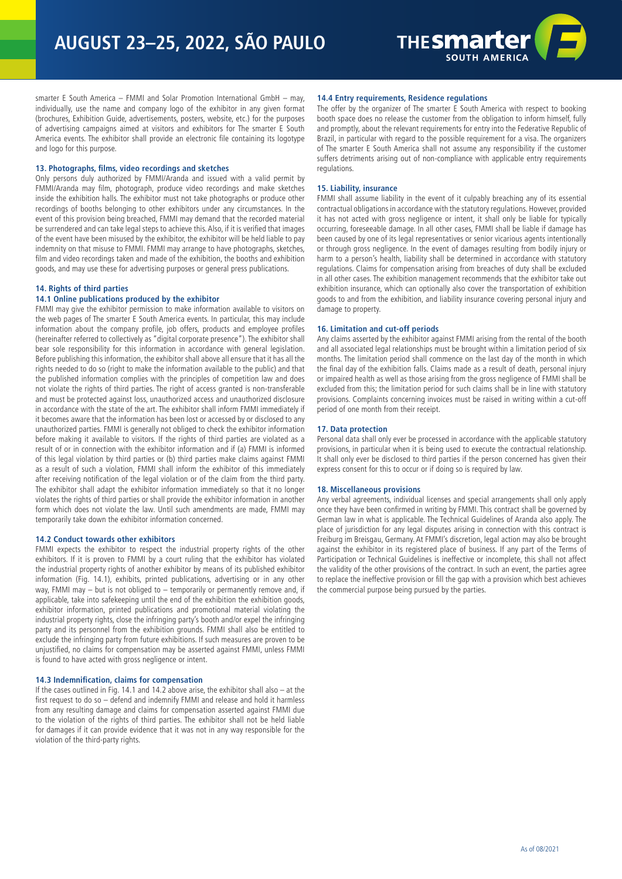smarter E South America – FMMI and Solar Promotion International GmbH – may, individually, use the name and company logo of the exhibitor in any given format (brochures, Exhibition Guide, advertisements, posters, website, etc.) for the purposes of advertising campaigns aimed at visitors and exhibitors for The smarter E South America events. The exhibitor shall provide an electronic file containing its logotype and logo for this purpose.

### 13. Photographs, films, video recordings and sketches

Only persons duly authorized by FMMI/Aranda and issued with a valid permit by FMMI/Aranda may film, photograph, produce video recordings and make sketches inside the exhibition halls. The exhibitor must not take photographs or produce other recordings of booths belonging to other exhibitors under any circumstances. In the event of this provision being breached, FMMI may demand that the recorded material be surrendered and can take legal steps to achieve this. Also, if it is verified that images of the event have been misused by the exhibitor, the exhibitor will be held liable to pay indemnity on that misuse to FMMI. FMMI may arrange to have photographs, sketches, film and video recordings taken and made of the exhibition, the booths and exhibition goods, and may use these for advertising purposes or general press publications.

### 14. Rights of third parties

#### 14.1 Online publications produced by the exhibitor

FMMI may give the exhibitor permission to make information available to visitors on the web pages of The smarter E South America events. In particular, this may include information about the company profile, job offers, products and employee profiles (hereinafter referred to collectively as "digital corporate presence"). The exhibitor shall bear sole responsibility for this information in accordance with general legislation. Before publishing this information, the exhibitor shall above all ensure that it has all the rights needed to do so (right to make the information available to the public) and that the published information complies with the principles of competition law and does not violate the rights of third parties. The right of access granted is non-transferable and must be protected against loss, unauthorized access and unauthorized disclosure in accordance with the state of the art. The exhibitor shall inform FMMI immediately if it becomes aware that the information has been lost or accessed by or disclosed to any unauthorized parties. FMMI is generally not obliged to check the exhibitor information before making it available to visitors. If the rights of third parties are violated as a result of or in connection with the exhibitor information and if (a) FMMI is informed of this legal violation by third parties or (b) third parties make claims against FMMI as a result of such a violation, FMMI shall inform the exhibitor of this immediately after receiving notification of the legal violation or of the claim from the third party. The exhibitor shall adapt the exhibitor information immediately so that it no longer violates the rights of third parties or shall provide the exhibitor information in another form which does not violate the law. Until such amendments are made, FMMI may temporarily take down the exhibitor information concerned.

#### 14.2 Conduct towards other exhibitors

FMMI expects the exhibitor to respect the industrial property rights of the other exhibitors. If it is proven to FMMI by a court ruling that the exhibitor has violated the industrial property rights of another exhibitor by means of its published exhibitor information (Fig. 14.1), exhibits, printed publications, advertising or in any other way, FMMI may – but is not obliged to – temporarily or permanently remove and, if applicable, take into safekeeping until the end of the exhibition the exhibition goods, exhibitor information, printed publications and promotional material violating the industrial property rights, close the infringing party's booth and/or expel the infringing party and its personnel from the exhibition grounds. FMMI shall also be entitled to exclude the infringing party from future exhibitions. If such measures are proven to be unjustified, no claims for compensation may be asserted against FMMI, unless FMMI is found to have acted with gross negligence or intent.

#### 14.3 Indemnification, claims for compensation

If the cases outlined in Fig. 14.1 and 14.2 above arise, the exhibitor shall also – at the first request to do so – defend and indemnify FMMI and release and hold it harmless from any resulting damage and claims for compensation asserted against FMMI due to the violation of the rights of third parties. The exhibitor shall not be held liable for damages if it can provide evidence that it was not in any way responsible for the violation of the third-party rights.

#### 14.4 Entry requirements, Residence regulations

The offer by the organizer of The smarter E South America with respect to booking booth space does no release the customer from the obligation to inform himself, fully and promptly, about the relevant requirements for entry into the Federative Republic of Brazil, in particular with regard to the possible requirement for a visa. The organizers of The smarter E South America shall not assume any responsibility if the customer suffers detriments arising out of non-compliance with applicable entry requirements regulations.

### 15. Liability, insurance

FMMI shall assume liability in the event of it culpably breaching any of its essential contractual obligations in accordance with the statutory regulations. However, provided it has not acted with gross negligence or intent, it shall only be liable for typically occurring, foreseeable damage. In all other cases, FMMI shall be liable if damage has been caused by one of its legal representatives or senior vicarious agents intentionally or through gross negligence. In the event of damages resulting from bodily injury or harm to a person's health, liability shall be determined in accordance with statutory regulations. Claims for compensation arising from breaches of duty shall be excluded in all other cases. The exhibition management recommends that the exhibitor take out exhibition insurance, which can optionally also cover the transportation of exhibition goods to and from the exhibition, and liability insurance covering personal injury and damage to property.

### 16. Limitation and cut-off periods

Any claims asserted by the exhibitor against FMMI arising from the rental of the booth and all associated legal relationships must be brought within a limitation period of six months. The limitation period shall commence on the last day of the month in which the final day of the exhibition falls. Claims made as a result of death, personal injury or impaired health as well as those arising from the gross negligence of FMMI shall be excluded from this; the limitation period for such claims shall be in line with statutory provisions. Complaints concerning invoices must be raised in writing within a cut-off period of one month from their receipt.

### 17. Data protection

Personal data shall only ever be processed in accordance with the applicable statutory provisions, in particular when it is being used to execute the contractual relationship. It shall only ever be disclosed to third parties if the person concerned has given their express consent for this to occur or if doing so is required by law.

### 18. Miscellaneous provisions

Any verbal agreements, individual licenses and special arrangements shall only apply once they have been confirmed in writing by FMMI. This contract shall be governed by German law in what is applicable. The Technical Guidelines of Aranda also apply. The place of jurisdiction for any legal disputes arising in connection with this contract is Freiburg im Breisgau, Germany. At FMMI's discretion, legal action may also be brought against the exhibitor in its registered place of business. If any part of the Terms of Participation or Technical Guidelines is ineffective or incomplete, this shall not affect the validity of the other provisions of the contract. In such an event, the parties agree to replace the ineffective provision or fill the gap with a provision which best achieves the commercial purpose being pursued by the parties.

As of 08/2021